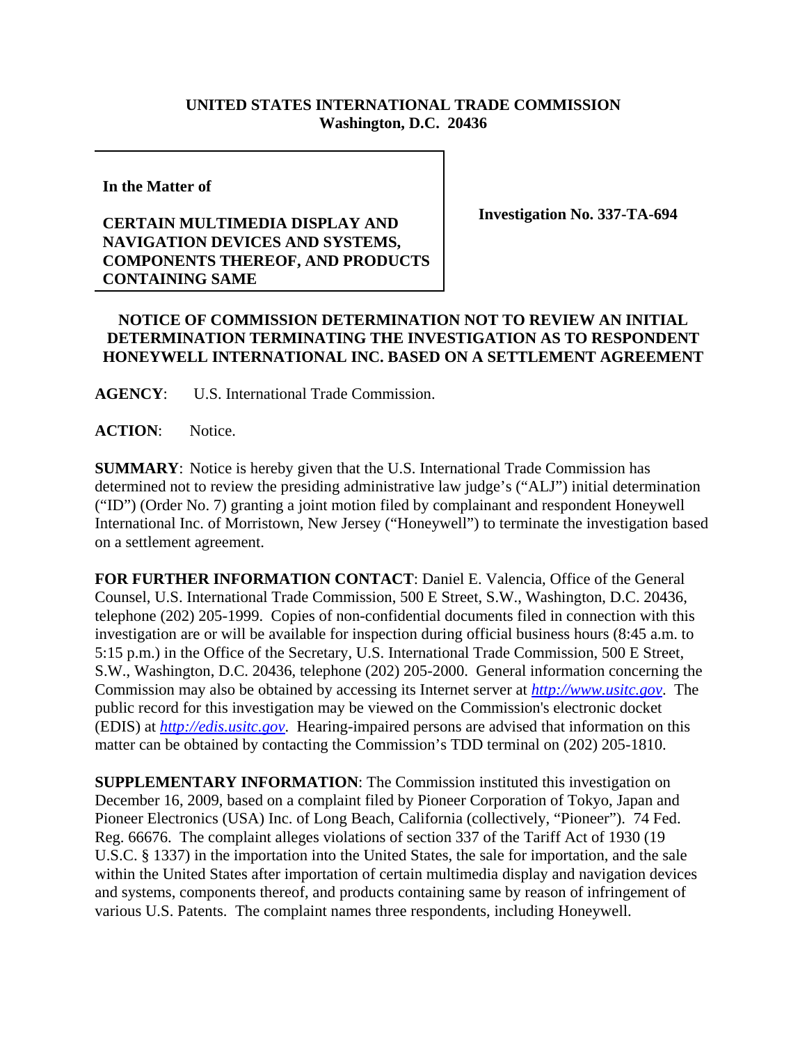**UNITED STATES INTERNATIONAL TRADE COMMISSION**
**Washington, D.C. 20436**

| **In the Matter of**<br><br>**CERTAIN MULTIMEDIA DISPLAY AND NAVIGATION DEVICES AND SYSTEMS, COMPONENTS THEREOF, AND PRODUCTS CONTAINING SAME** | **Investigation No. 337-TA-694** |
|---|---|

**NOTICE OF COMMISSION DETERMINATION NOT TO REVIEW AN INITIAL DETERMINATION TERMINATING THE INVESTIGATION AS TO RESPONDENT HONEYWELL INTERNATIONAL INC. BASED ON A SETTLEMENT AGREEMENT**

**AGENCY**: U.S. International Trade Commission.

**ACTION**: Notice.

**SUMMARY**: Notice is hereby given that the U.S. International Trade Commission has determined not to review the presiding administrative law judge's ("ALJ") initial determination ("ID") (Order No. 7) granting a joint motion filed by complainant and respondent Honeywell International Inc. of Morristown, New Jersey ("Honeywell") to terminate the investigation based on a settlement agreement.

**FOR FURTHER INFORMATION CONTACT**: Daniel E. Valencia, Office of the General Counsel, U.S. International Trade Commission, 500 E Street, S.W., Washington, D.C. 20436, telephone (202) 205-1999. Copies of non-confidential documents filed in connection with this investigation are or will be available for inspection during official business hours (8:45 a.m. to 5:15 p.m.) in the Office of the Secretary, U.S. International Trade Commission, 500 E Street, S.W., Washington, D.C. 20436, telephone (202) 205-2000. General information concerning the Commission may also be obtained by accessing its Internet server at *http://www.usitc.gov*. The public record for this investigation may be viewed on the Commission's electronic docket (EDIS) at *http://edis.usitc.gov*. Hearing-impaired persons are advised that information on this matter can be obtained by contacting the Commission's TDD terminal on (202) 205-1810.

**SUPPLEMENTARY INFORMATION**: The Commission instituted this investigation on December 16, 2009, based on a complaint filed by Pioneer Corporation of Tokyo, Japan and Pioneer Electronics (USA) Inc. of Long Beach, California (collectively, "Pioneer"). 74 Fed. Reg. 66676. The complaint alleges violations of section 337 of the Tariff Act of 1930 (19 U.S.C. § 1337) in the importation into the United States, the sale for importation, and the sale within the United States after importation of certain multimedia display and navigation devices and systems, components thereof, and products containing same by reason of infringement of various U.S. Patents. The complaint names three respondents, including Honeywell.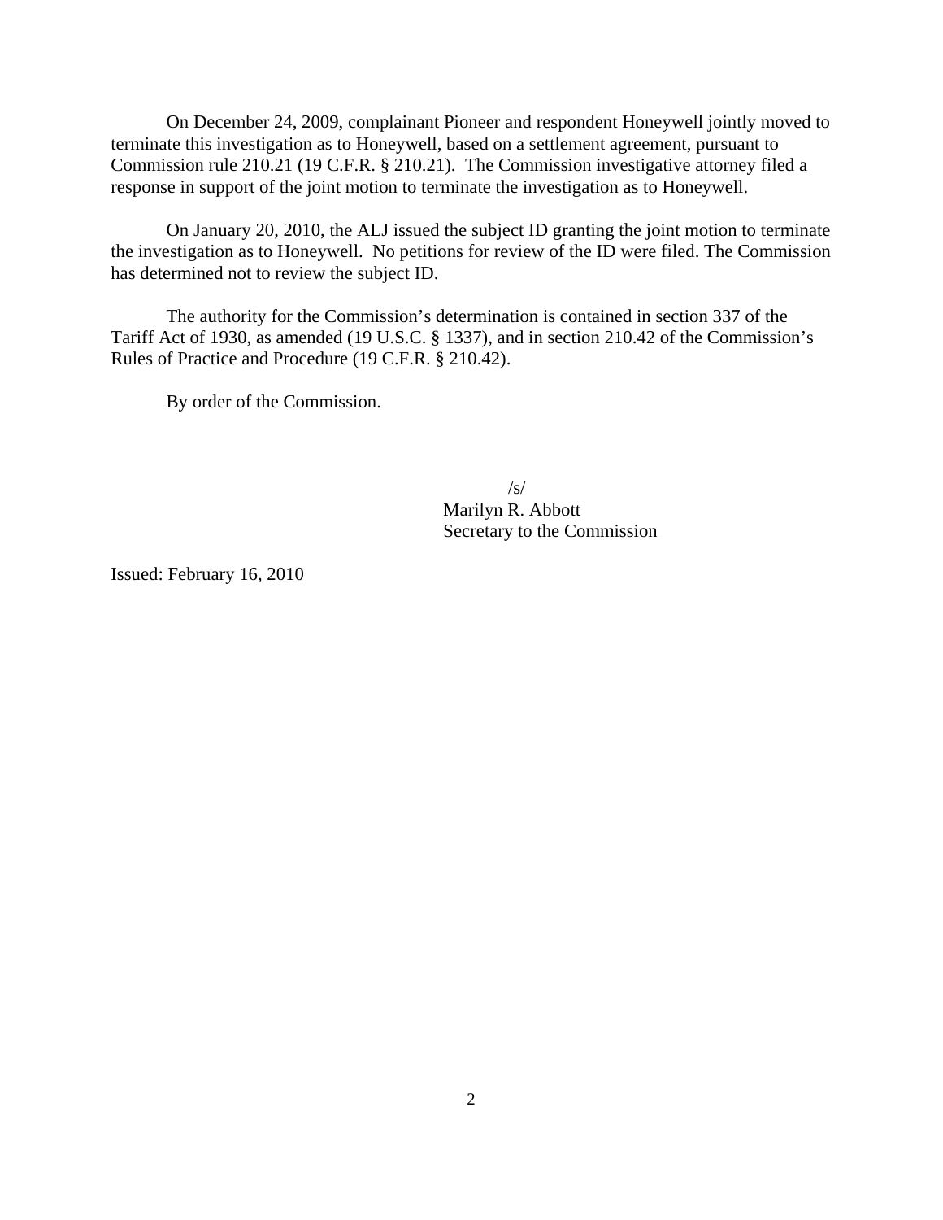On December 24, 2009, complainant Pioneer and respondent Honeywell jointly moved to terminate this investigation as to Honeywell, based on a settlement agreement, pursuant to Commission rule 210.21 (19 C.F.R. § 210.21). The Commission investigative attorney filed a response in support of the joint motion to terminate the investigation as to Honeywell.

On January 20, 2010, the ALJ issued the subject ID granting the joint motion to terminate the investigation as to Honeywell. No petitions for review of the ID were filed. The Commission has determined not to review the subject ID.

The authority for the Commission's determination is contained in section 337 of the Tariff Act of 1930, as amended (19 U.S.C. § 1337), and in section 210.42 of the Commission's Rules of Practice and Procedure (19 C.F.R. § 210.42).

By order of the Commission.

/s/
Marilyn R. Abbott
Secretary to the Commission

Issued: February 16, 2010